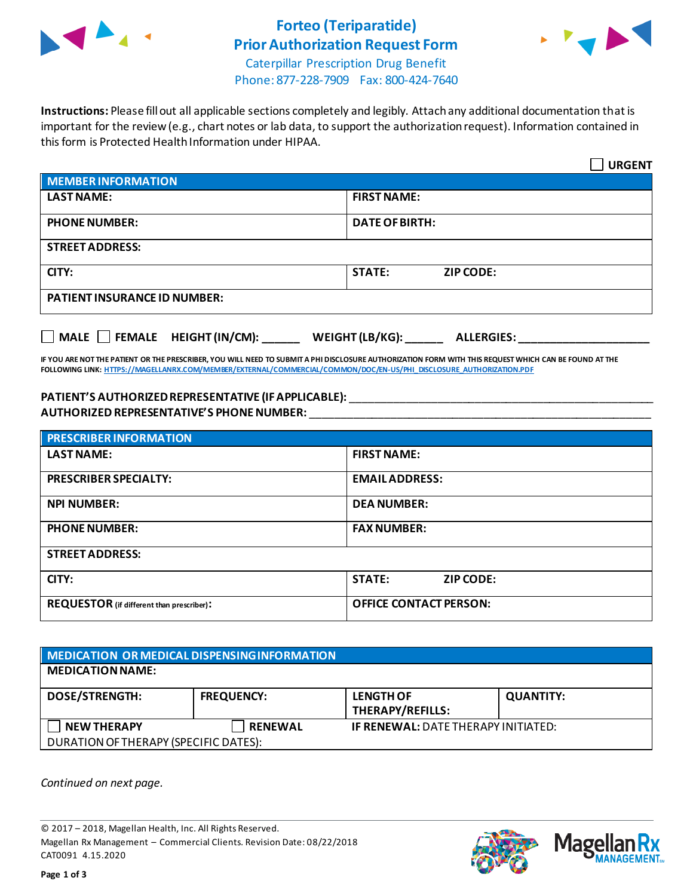# Forteo (Teriparatide) Prior Authorization Request Form

Caterpillar Prescription Drug Benefit
Phone: 877-228-7909 Fax: 800-424-7640

**Instructions:** Please fill out all applicable sections completely and legibly. Attach any additional documentation that is important for the review (e.g., chart notes or lab data, to support the authorization request). Information contained in this form is Protected Health Information under HIPAA.

☐ **URGENT**

| MEMBER INFORMATION | |
|---|---|
| **LAST NAME:** | **FIRST NAME:** |
| **PHONE NUMBER:** | **DATE OF BIRTH:** |
| **STREET ADDRESS:** | |
| **CITY:** | **STATE:** **ZIP CODE:** |
| **PATIENT INSURANCE ID NUMBER:** | |

☐ **MALE** ☐ **FEMALE** **HEIGHT (IN/CM):** ______ **WEIGHT (LB/KG):** ______ **ALLERGIES:** ____________________

**IF YOU ARE NOT THE PATIENT OR THE PRESCRIBER, YOU WILL NEED TO SUBMIT A PHI DISCLOSURE AUTHORIZATION FORM WITH THIS REQUEST WHICH CAN BE FOUND AT THE FOLLOWING LINK:** HTTPS://MAGELLANRX.COM/MEMBER/EXTERNAL/COMMERCIAL/COMMON/DOC/EN-US/PHI_DISCLOSURE_AUTHORIZATION.PDF

**PATIENT'S AUTHORIZED REPRESENTATIVE (IF APPLICABLE):** ____________________________________________
**AUTHORIZED REPRESENTATIVE'S PHONE NUMBER:** ____________________________________________

| PRESCRIBER INFORMATION | |
|---|---|
| **LAST NAME:** | **FIRST NAME:** |
| **PRESCRIBER SPECIALTY:** | **EMAIL ADDRESS:** |
| **NPI NUMBER:** | **DEA NUMBER:** |
| **PHONE NUMBER:** | **FAX NUMBER:** |
| **STREET ADDRESS:** | |
| **CITY:** | **STATE:** **ZIP CODE:** |
| **REQUESTOR** (if different than prescriber)**:** | **OFFICE CONTACT PERSON:** |

| MEDICATION OR MEDICAL DISPENSING INFORMATION | | | |
|---|---|---|---|
| **MEDICATION NAME:** | | | |
| **DOSE/STRENGTH:** | **FREQUENCY:** | **LENGTH OF THERAPY/REFILLS:** | **QUANTITY:** |
| ☐ **NEW THERAPY** | ☐ **RENEWAL** | **IF RENEWAL:** DATE THERAPY INITIATED: | |
| DURATION OF THERAPY (SPECIFIC DATES): | | | |

*Continued on next page.*

© 2017 – 2018, Magellan Health, Inc. All Rights Reserved.
Magellan Rx Management – Commercial Clients. Revision Date: 08/22/2018
CAT0091 4.15.2020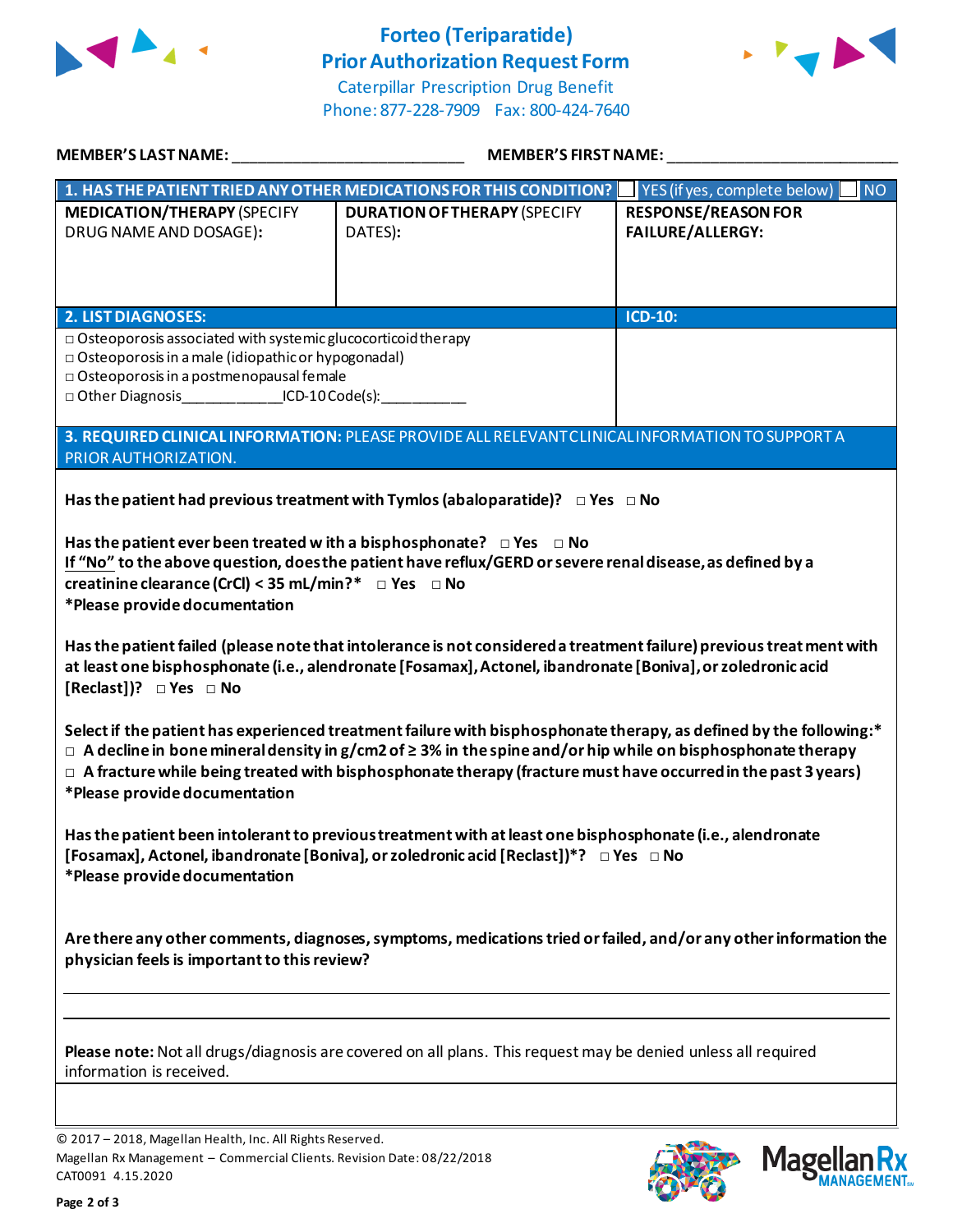# Forteo (Teriparatide) Prior Authorization Request Form

Caterpillar Prescription Drug Benefit
Phone: 877-228-7909 Fax: 800-424-7640

**MEMBER'S LAST NAME:** ___________________________ **MEMBER'S FIRST NAME:** ___________________________

| **1. HAS THE PATIENT TRIED ANY OTHER MEDICATIONS FOR THIS CONDITION?** | | ☐ YES (if yes, complete below) ☐ NO |
|---|---|---|
| **MEDICATION/THERAPY** (SPECIFY DRUG NAME AND DOSAGE): | **DURATION OF THERAPY** (SPECIFY DATES): | **RESPONSE/REASON FOR FAILURE/ALLERGY:** |
| | | |

| **2. LIST DIAGNOSES:** | **ICD-10:** |
|---|---|
| □ Osteoporosis associated with systemic glucocorticoid therapy<br>□ Osteoporosis in a male (idiopathic or hypogonadal)<br>□ Osteoporosis in a postmenopausal female<br>□ Other Diagnosis____________ICD-10 Code(s):___________ | |

**3. REQUIRED CLINICAL INFORMATION:** PLEASE PROVIDE ALL RELEVANT CLINICAL INFORMATION TO SUPPORT A PRIOR AUTHORIZATION.

**Has the patient had previous treatment with Tymlos (abaloparatide)? □ Yes □ No**

**Has the patient ever been treated with a bisphosphonate? □ Yes □ No**
**If "No" to the above question, does the patient have reflux/GERD or severe renal disease, as defined by a creatinine clearance (CrCl) < 35 mL/min?* □ Yes □ No**
***Please provide documentation**

**Has the patient failed (please note that intolerance is not considered a treatment failure) previous treatment with at least one bisphosphonate (i.e., alendronate [Fosamax], Actonel, ibandronate [Boniva], or zoledronic acid [Reclast])? □ Yes □ No**

**Select if the patient has experienced treatment failure with bisphosphonate therapy, as defined by the following:***
- **□ A decline in bone mineral density in g/cm2 of ≥ 3% in the spine and/or hip while on bisphosphonate therapy**
- **□ A fracture while being treated with bisphosphonate therapy (fracture must have occurred in the past 3 years)**

***Please provide documentation**

**Has the patient been intolerant to previous treatment with at least one bisphosphonate (i.e., alendronate [Fosamax], Actonel, ibandronate [Boniva], or zoledronic acid [Reclast])*? □ Yes □ No**
***Please provide documentation**

**Are there any other comments, diagnoses, symptoms, medications tried or failed, and/or any other information the physician feels is important to this review?**

_______________________________________________________________________________

_______________________________________________________________________________

**Please note:** Not all drugs/diagnosis are covered on all plans. This request may be denied unless all required information is received.

© 2017 – 2018, Magellan Health, Inc. All Rights Reserved.
Magellan Rx Management – Commercial Clients. Revision Date: 08/22/2018
CAT0091 4.15.2020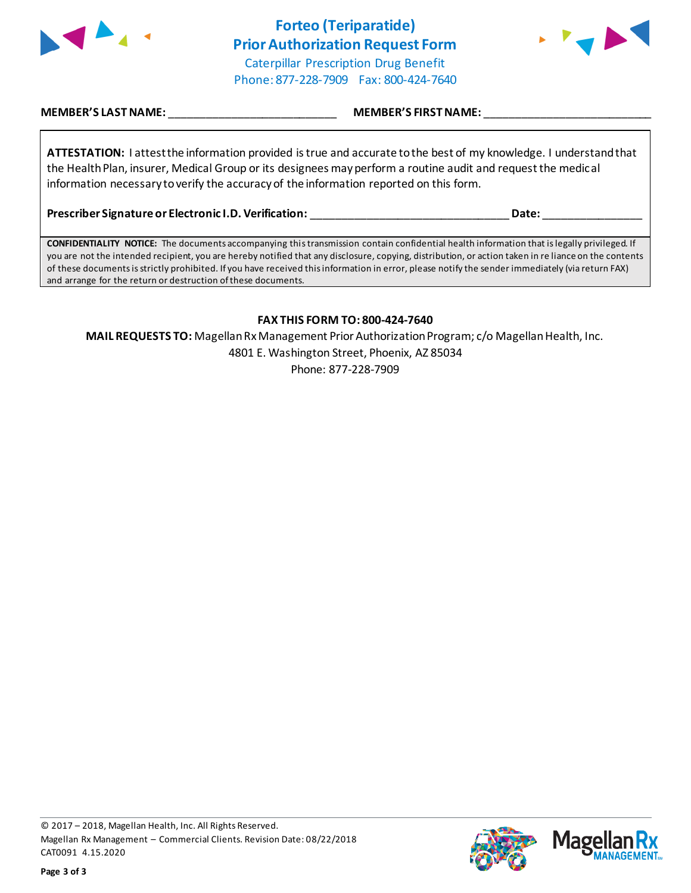# Forteo (Teriparatide)
## Prior Authorization Request Form

Caterpillar Prescription Drug Benefit
Phone: 877-228-7909 Fax: 800-424-7640

**MEMBER'S LAST NAME:** ___________________________ **MEMBER'S FIRST NAME:** ___________________________

**ATTESTATION:** I attest the information provided is true and accurate to the best of my knowledge. I understand that the Health Plan, insurer, Medical Group or its designees may perform a routine audit and request the medical information necessary to verify the accuracy of the information reported on this form.

**Prescriber Signature or Electronic I.D. Verification:** ________________________________ **Date:** ________________

**CONFIDENTIALITY NOTICE:** The documents accompanying this transmission contain confidential health information that is legally privileged. If you are not the intended recipient, you are hereby notified that any disclosure, copying, distribution, or action taken in reliance on the contents of these documents is strictly prohibited. If you have received this information in error, please notify the sender immediately (via return FAX) and arrange for the return or destruction of these documents.

**FAX THIS FORM TO: 800-424-7640**

**MAIL REQUESTS TO:** Magellan Rx Management Prior Authorization Program; c/o Magellan Health, Inc.
4801 E. Washington Street, Phoenix, AZ 85034
Phone: 877-228-7909

© 2017 – 2018, Magellan Health, Inc. All Rights Reserved.
Magellan Rx Management – Commercial Clients. Revision Date: 08/22/2018
CAT0091 4.15.2020